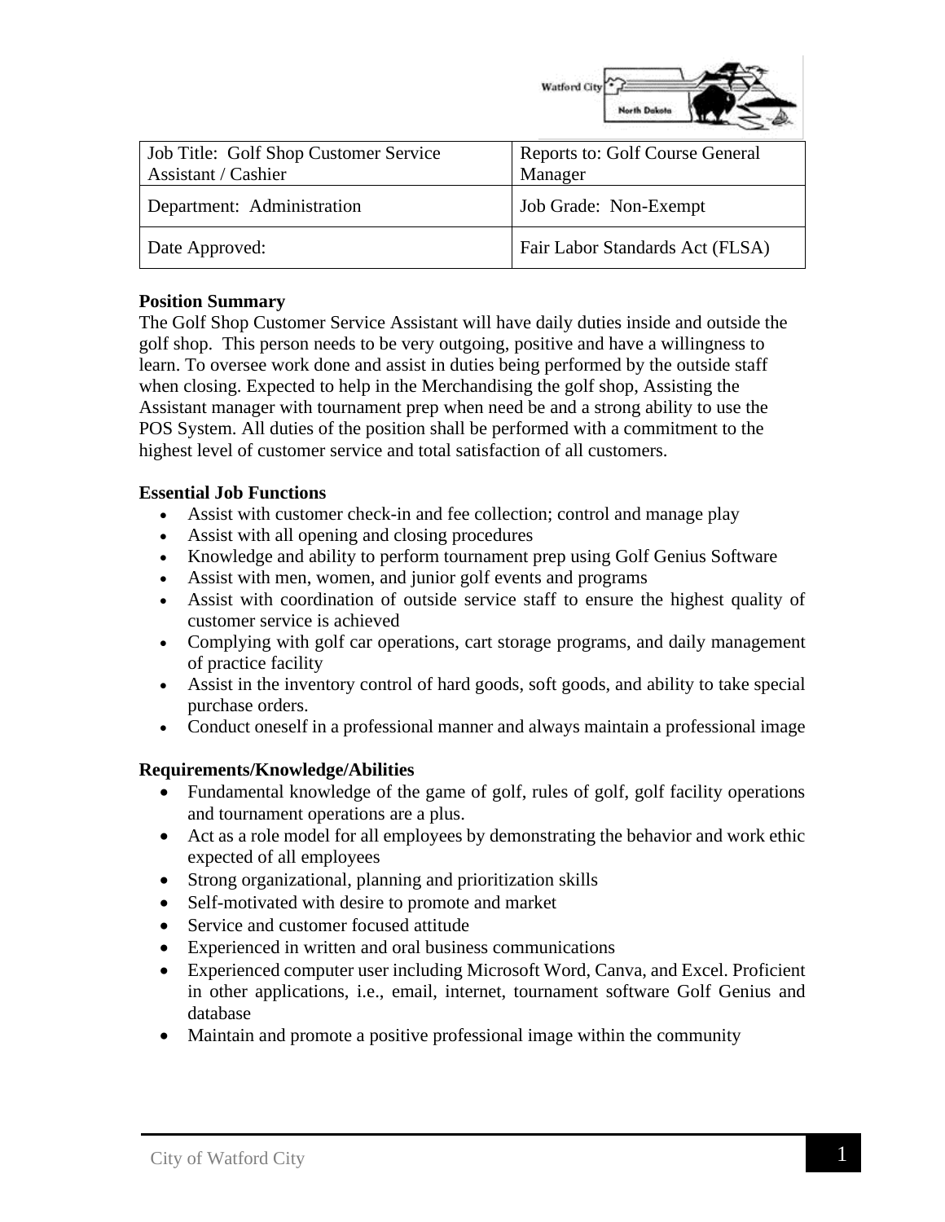| Job Title: Golf Shop Customer Service Assistant / Cashier | Reports to: Golf Course General Manager |
|---|---|
| Department: Administration | Job Grade: Non-Exempt |
| Date Approved: | Fair Labor Standards Act (FLSA) |

**Position Summary**

The Golf Shop Customer Service Assistant will have daily duties inside and outside the golf shop. This person needs to be very outgoing, positive and have a willingness to learn. To oversee work done and assist in duties being performed by the outside staff when closing. Expected to help in the Merchandising the golf shop, Assisting the Assistant manager with tournament prep when need be and a strong ability to use the POS System. All duties of the position shall be performed with a commitment to the highest level of customer service and total satisfaction of all customers.

**Essential Job Functions**

- Assist with customer check-in and fee collection; control and manage play
- Assist with all opening and closing procedures
- Knowledge and ability to perform tournament prep using Golf Genius Software
- Assist with men, women, and junior golf events and programs
- Assist with coordination of outside service staff to ensure the highest quality of customer service is achieved
- Complying with golf car operations, cart storage programs, and daily management of practice facility
- Assist in the inventory control of hard goods, soft goods, and ability to take special purchase orders.
- Conduct oneself in a professional manner and always maintain a professional image

**Requirements/Knowledge/Abilities**

- Fundamental knowledge of the game of golf, rules of golf, golf facility operations and tournament operations are a plus.
- Act as a role model for all employees by demonstrating the behavior and work ethic expected of all employees
- Strong organizational, planning and prioritization skills
- Self-motivated with desire to promote and market
- Service and customer focused attitude
- Experienced in written and oral business communications
- Experienced computer user including Microsoft Word, Canva, and Excel. Proficient in other applications, i.e., email, internet, tournament software Golf Genius and database
- Maintain and promote a positive professional image within the community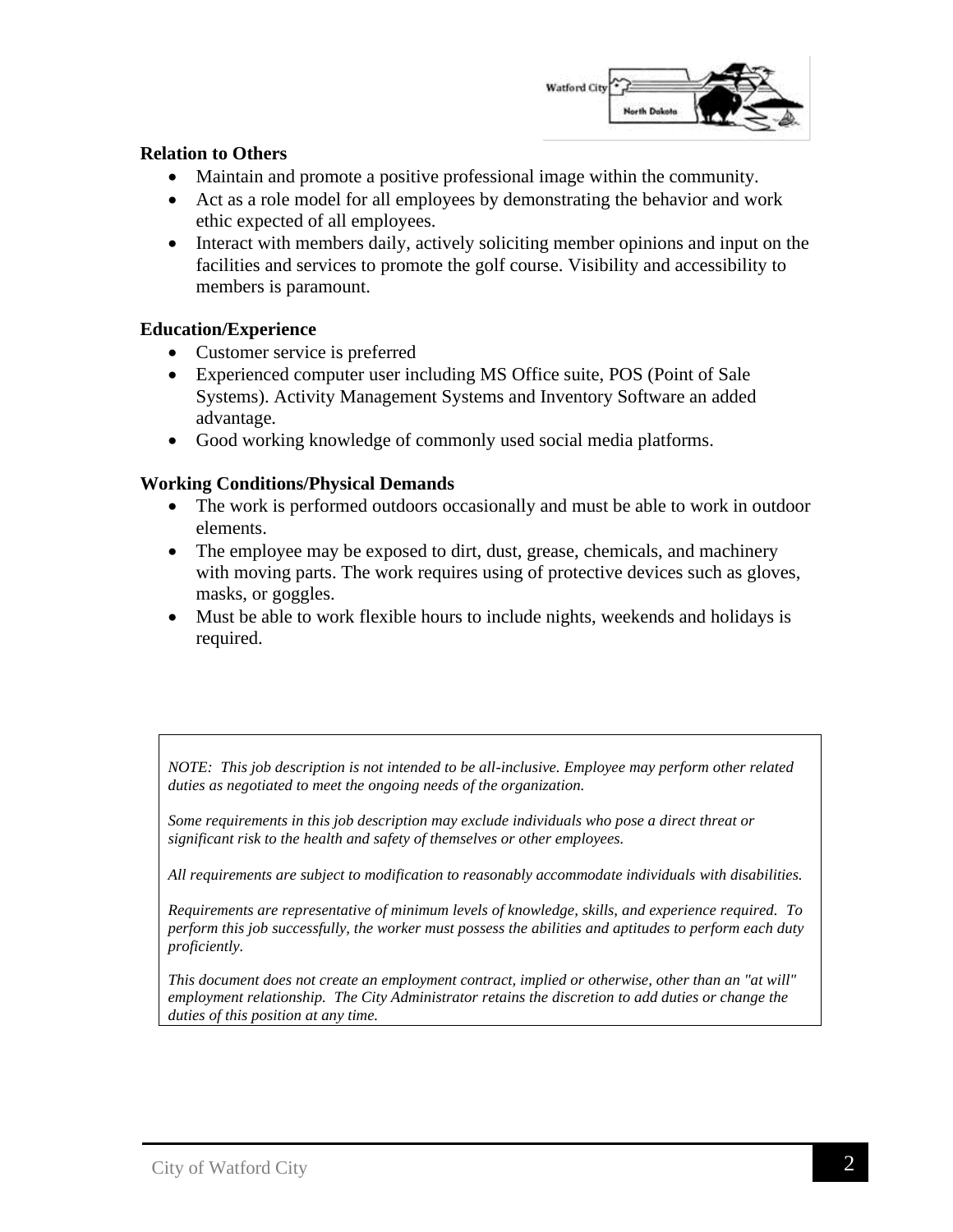**Relation to Others**

- Maintain and promote a positive professional image within the community.
- Act as a role model for all employees by demonstrating the behavior and work ethic expected of all employees.
- Interact with members daily, actively soliciting member opinions and input on the facilities and services to promote the golf course. Visibility and accessibility to members is paramount.

**Education/Experience**

- Customer service is preferred
- Experienced computer user including MS Office suite, POS (Point of Sale Systems). Activity Management Systems and Inventory Software an added advantage.
- Good working knowledge of commonly used social media platforms.

**Working Conditions/Physical Demands**

- The work is performed outdoors occasionally and must be able to work in outdoor elements.
- The employee may be exposed to dirt, dust, grease, chemicals, and machinery with moving parts. The work requires using of protective devices such as gloves, masks, or goggles.
- Must be able to work flexible hours to include nights, weekends and holidays is required.

*NOTE: This job description is not intended to be all-inclusive. Employee may perform other related duties as negotiated to meet the ongoing needs of the organization.*

*Some requirements in this job description may exclude individuals who pose a direct threat or significant risk to the health and safety of themselves or other employees.*

*All requirements are subject to modification to reasonably accommodate individuals with disabilities.*

*Requirements are representative of minimum levels of knowledge, skills, and experience required. To perform this job successfully, the worker must possess the abilities and aptitudes to perform each duty proficiently.*

*This document does not create an employment contract, implied or otherwise, other than an "at will" employment relationship. The City Administrator retains the discretion to add duties or change the duties of this position at any time.*